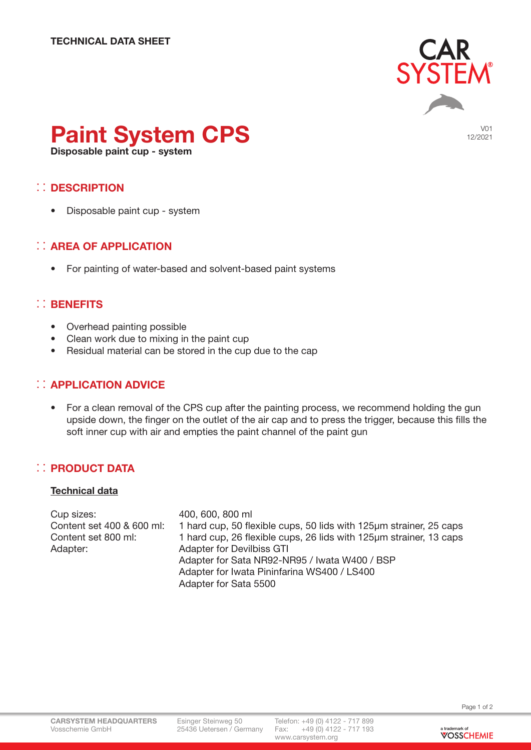**TECHNICAL DATA SHEET**

V01
12/2021

# Paint System CPS

**Disposable paint cup - system**

## DESCRIPTION

- Disposable paint cup - system

## AREA OF APPLICATION

- For painting of water-based and solvent-based paint systems

## BENEFITS

- Overhead painting possible
- Clean work due to mixing in the paint cup
- Residual material can be stored in the cup due to the cap

## APPLICATION ADVICE

- For a clean removal of the CPS cup after the painting process, we recommend holding the gun upside down, the finger on the outlet of the air cap and to press the trigger, because this fills the soft inner cup with air and empties the paint channel of the paint gun

## PRODUCT DATA

### Technical data

| | |
|---|---|
| Cup sizes: | 400, 600, 800 ml |
| Content set 400 & 600 ml: | 1 hard cup, 50 flexible cups, 50 lids with 125µm strainer, 25 caps |
| Content set 800 ml: | 1 hard cup, 26 flexible cups, 26 lids with 125µm strainer, 13 caps |
| Adapter: | Adapter for Devilbiss GTI |
| | Adapter for Sata NR92-NR95 / Iwata W400 / BSP |
| | Adapter for Iwata Pininfarina WS400 / LS400 |
| | Adapter for Sata 5500 |

**CARSYSTEM HEADQUARTERS**
Vosschemie GmbH
Esinger Steinweg 50
25436 Uetersen / Germany
Telefon: +49 (0) 4122 - 717 899
Fax: +49 (0) 4122 - 717 193
www.carsystem.org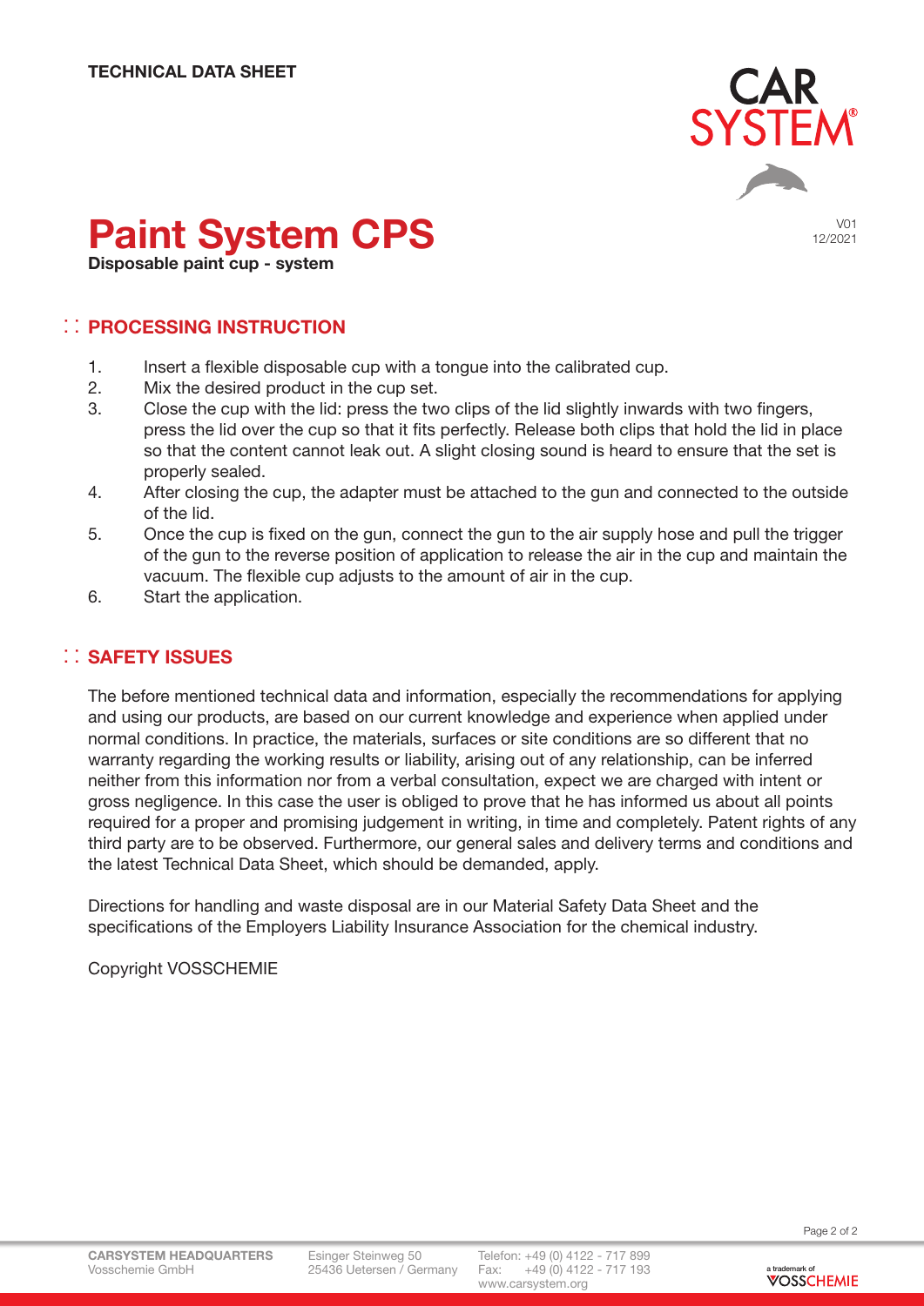TECHNICAL DATA SHEET

V01
12/2021

# Paint System CPS

**Disposable paint cup - system**

## PROCESSING INSTRUCTION

1. Insert a flexible disposable cup with a tongue into the calibrated cup.
2. Mix the desired product in the cup set.
3. Close the cup with the lid: press the two clips of the lid slightly inwards with two fingers, press the lid over the cup so that it fits perfectly. Release both clips that hold the lid in place so that the content cannot leak out. A slight closing sound is heard to ensure that the set is properly sealed.
4. After closing the cup, the adapter must be attached to the gun and connected to the outside of the lid.
5. Once the cup is fixed on the gun, connect the gun to the air supply hose and pull the trigger of the gun to the reverse position of application to release the air in the cup and maintain the vacuum. The flexible cup adjusts to the amount of air in the cup.
6. Start the application.

## SAFETY ISSUES

The before mentioned technical data and information, especially the recommendations for applying and using our products, are based on our current knowledge and experience when applied under normal conditions. In practice, the materials, surfaces or site conditions are so different that no warranty regarding the working results or liability, arising out of any relationship, can be inferred neither from this information nor from a verbal consultation, expect we are charged with intent or gross negligence. In this case the user is obliged to prove that he has informed us about all points required for a proper and promising judgement in writing, in time and completely. Patent rights of any third party are to be observed. Furthermore, our general sales and delivery terms and conditions and the latest Technical Data Sheet, which should be demanded, apply.

Directions for handling and waste disposal are in our Material Safety Data Sheet and the specifications of the Employers Liability Insurance Association for the chemical industry.

Copyright VOSSCHEMIE

**CARSYSTEM HEADQUARTERS**
Vosschemie GmbH
Esinger Steinweg 50
25436 Uetersen / Germany
Telefon: +49 (0) 4122 - 717 899
Fax: +49 (0) 4122 - 717 193
www.carsystem.org